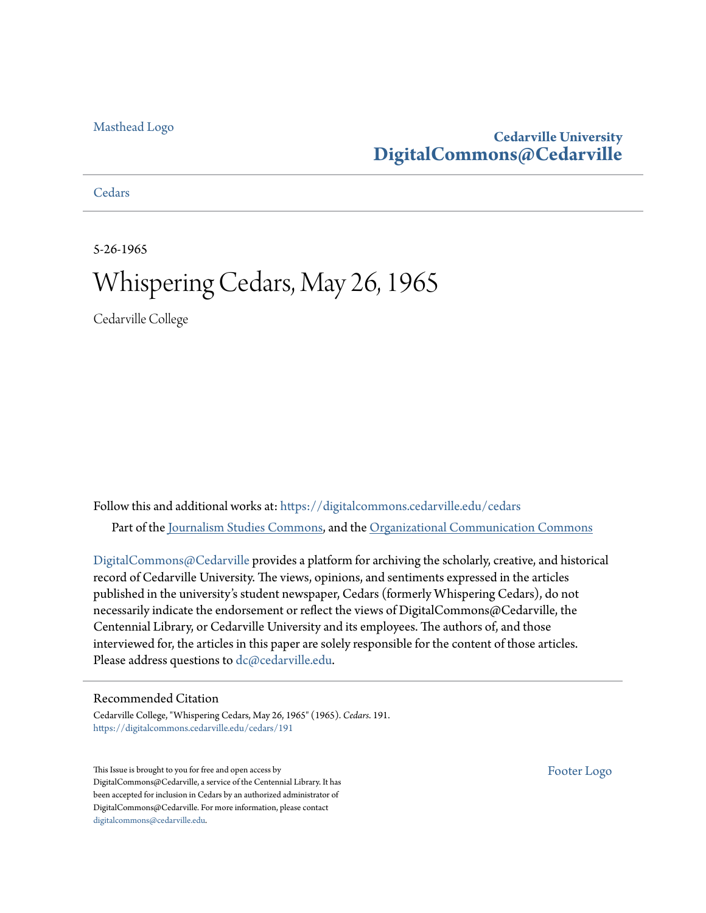Masthead Logo

**Cedarville University**
**DigitalCommons@Cedarville**

Cedars

5-26-1965

# Whispering Cedars, May 26, 1965

Cedarville College

Follow this and additional works at: https://digitalcommons.cedarville.edu/cedars

Part of the Journalism Studies Commons, and the Organizational Communication Commons

DigitalCommons@Cedarville provides a platform for archiving the scholarly, creative, and historical record of Cedarville University. The views, opinions, and sentiments expressed in the articles published in the university's student newspaper, Cedars (formerly Whispering Cedars), do not necessarily indicate the endorsement or reflect the views of DigitalCommons@Cedarville, the Centennial Library, or Cedarville University and its employees. The authors of, and those interviewed for, the articles in this paper are solely responsible for the content of those articles. Please address questions to dc@cedarville.edu.

## Recommended Citation

Cedarville College, "Whispering Cedars, May 26, 1965" (1965). *Cedars*. 191.
https://digitalcommons.cedarville.edu/cedars/191

This Issue is brought to you for free and open access by DigitalCommons@Cedarville, a service of the Centennial Library. It has been accepted for inclusion in Cedars by an authorized administrator of DigitalCommons@Cedarville. For more information, please contact digitalcommons@cedarville.edu.

Footer Logo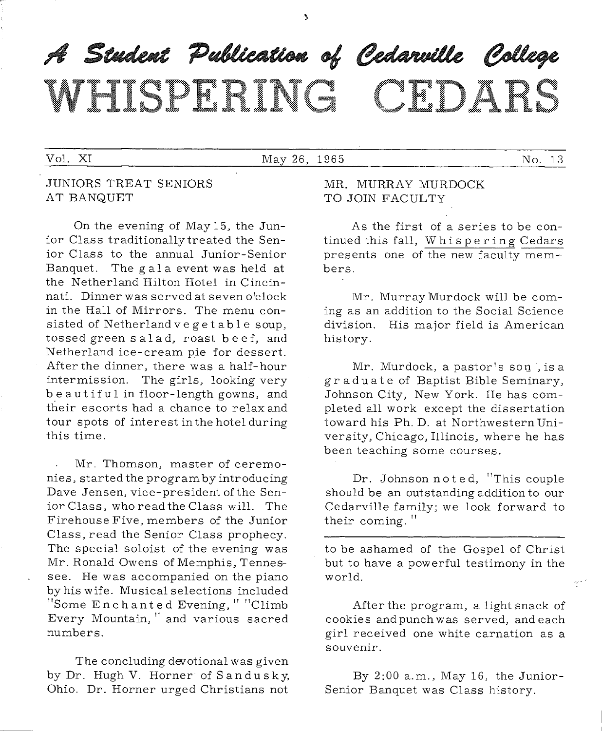# A Student Publication of Cedarville College

# WHISPERING CEDARS

Vol. XI | May 26, 1965 | No. 13

## JUNIORS TREAT SENIORS AT BANQUET

On the evening of May 15, the Junior Class traditionally treated the Senior Class to the annual Junior-Senior Banquet. The gala event was held at the Netherland Hilton Hotel in Cincinnati. Dinner was served at seven o'clock in the Hall of Mirrors. The menu consisted of Netherland vegetable soup, tossed green salad, roast beef, and Netherland ice-cream pie for dessert. After the dinner, there was a half-hour intermission. The girls, looking very beautiful in floor-length gowns, and their escorts had a chance to relax and tour spots of interest in the hotel during this time.

Mr. Thomson, master of ceremonies, started the program by introducing Dave Jensen, vice-president of the Senior Class, who read the Class will. The Firehouse Five, members of the Junior Class, read the Senior Class prophecy. The special soloist of the evening was Mr. Ronald Owens of Memphis, Tennessee. He was accompanied on the piano by his wife. Musical selections included "Some Enchanted Evening," "Climb Every Mountain," and various sacred numbers.

The concluding devotional was given by Dr. Hugh V. Horner of Sandusky, Ohio. Dr. Horner urged Christians not to be ashamed of the Gospel of Christ but to have a powerful testimony in the world.

After the program, a light snack of cookies and punch was served, and each girl received one white carnation as a souvenir.

By 2:00 a.m., May 16, the Junior-Senior Banquet was Class history.

## MR. MURRAY MURDOCK TO JOIN FACULTY

As the first of a series to be continued this fall, Whispering Cedars presents one of the new faculty members.

Mr. Murray Murdock will be coming as an addition to the Social Science division. His major field is American history.

Mr. Murdock, a pastor's son, is a graduate of Baptist Bible Seminary, Johnson City, New York. He has completed all work except the dissertation toward his Ph. D. at Northwestern University, Chicago, Illinois, where he has been teaching some courses.

Dr. Johnson noted, "This couple should be an outstanding addition to our Cedarville family; we look forward to their coming."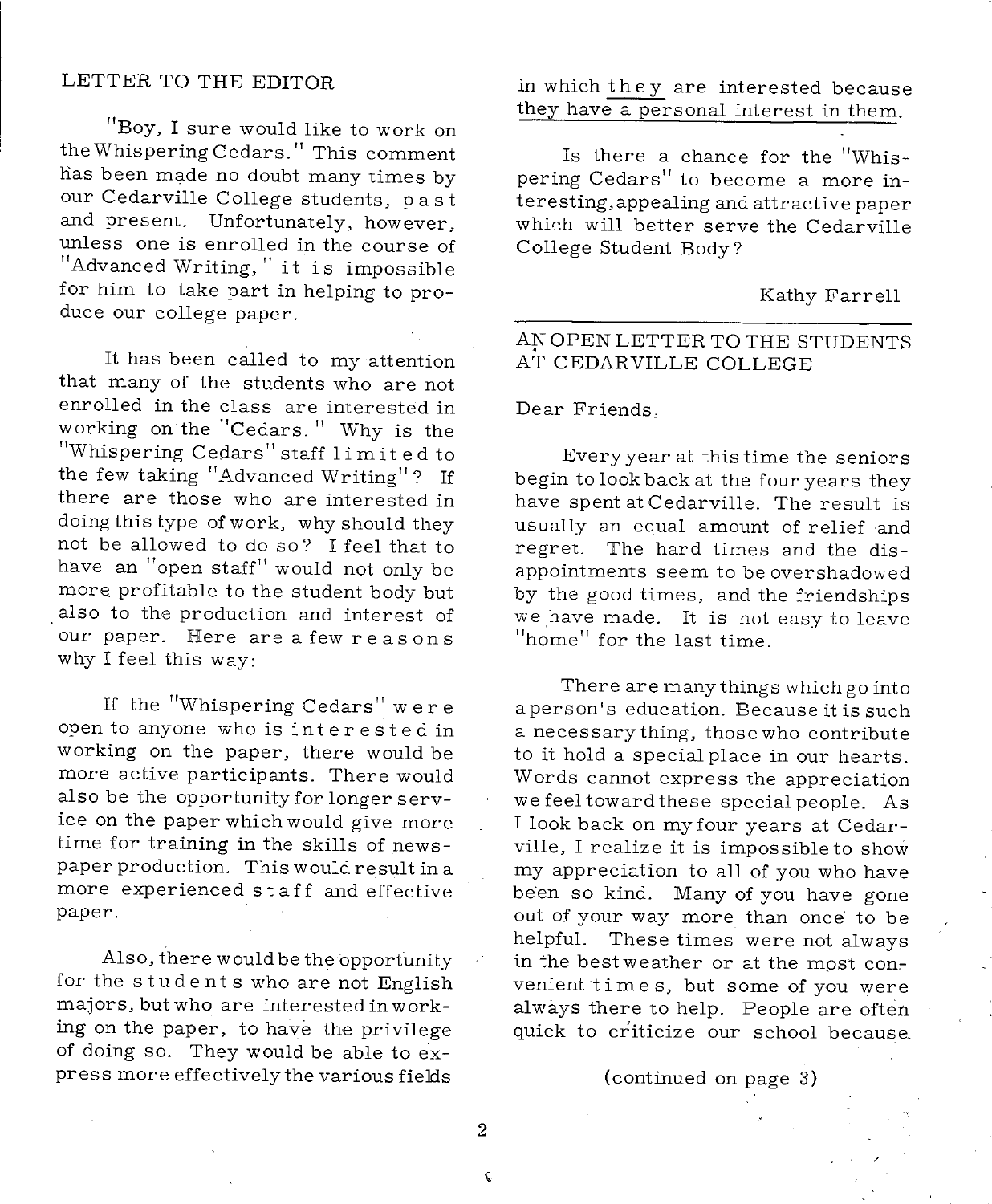## LETTER TO THE EDITOR

"Boy, I sure would like to work on the Whispering Cedars." This comment has been made no doubt many times by our Cedarville College students, past and present. Unfortunately, however, unless one is enrolled in the course of "Advanced Writing," it is impossible for him to take part in helping to produce our college paper.

It has been called to my attention that many of the students who are not enrolled in the class are interested in working on the "Cedars." Why is the "Whispering Cedars" staff limited to the few taking "Advanced Writing"? If there are those who are interested in doing this type of work, why should they not be allowed to do so? I feel that to have an "open staff" would not only be more profitable to the student body but also to the production and interest of our paper. Here are a few reasons why I feel this way:

If the "Whispering Cedars" were open to anyone who is interested in working on the paper, there would be more active participants. There would also be the opportunity for longer service on the paper which would give more time for training in the skills of newspaper production. This would result in a more experienced staff and effective paper.

Also, there would be the opportunity for the students who are not English majors, but who are interested in working on the paper, to have the privilege of doing so. They would be able to express more effectively the various fields in which they are interested because they have a personal interest in them.

Is there a chance for the "Whispering Cedars" to become a more interesting, appealing and attractive paper which will better serve the Cedarville College Student Body?

Kathy Farrell

---

## AN OPEN LETTER TO THE STUDENTS AT CEDARVILLE COLLEGE

Dear Friends,

Every year at this time the seniors begin to look back at the four years they have spent at Cedarville. The result is usually an equal amount of relief and regret. The hard times and the disappointments seem to be overshadowed by the good times, and the friendships we have made. It is not easy to leave "home" for the last time.

There are many things which go into a person's education. Because it is such a necessary thing, those who contribute to it hold a special place in our hearts. Words cannot express the appreciation we feel toward these special people. As I look back on my four years at Cedarville, I realize it is impossible to show my appreciation to all of you who have been so kind. Many of you have gone out of your way more than once to be helpful. These times were not always in the best weather or at the most convenient times, but some of you were always there to help. People are often quick to criticize our school because

(continued on page 3)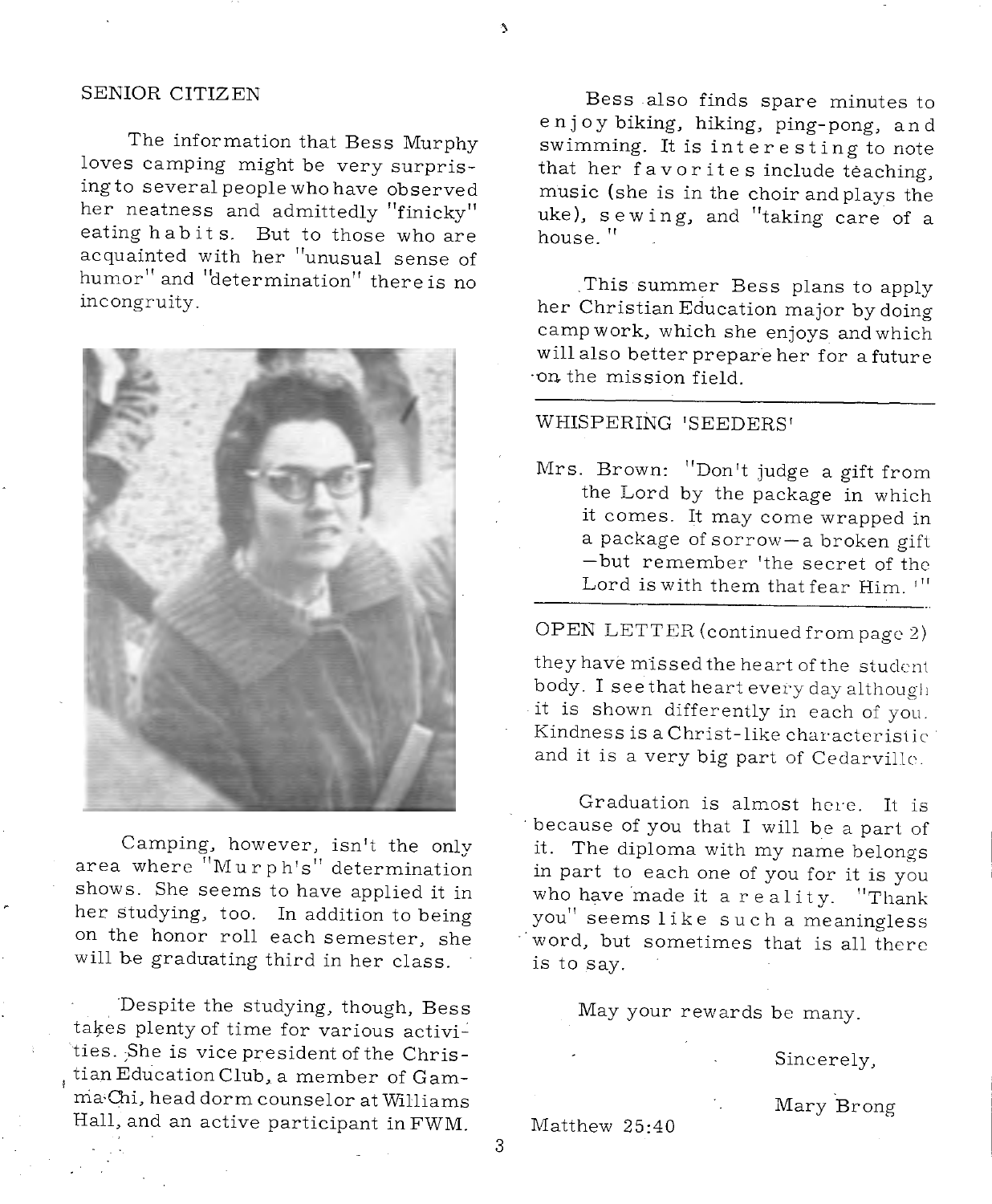## SENIOR CITIZEN

The information that Bess Murphy loves camping might be very surprising to several people who have observed her neatness and admittedly "finicky" eating habits. But to those who are acquainted with her "unusual sense of humor" and "determination" there is no incongruity.

Camping, however, isn't the only area where "Murph's" determination shows. She seems to have applied it in her studying, too. In addition to being on the honor roll each semester, she will be graduating third in her class.

Despite the studying, though, Bess takes plenty of time for various activities. She is vice president of the Christian Education Club, a member of Gamma Chi, head dorm counselor at Williams Hall, and an active participant in FWM.

Bess also finds spare minutes to enjoy biking, hiking, ping-pong, and swimming. It is interesting to note that her favorites include teaching, music (she is in the choir and plays the uke), sewing, and "taking care of a house."

This summer Bess plans to apply her Christian Education major by doing camp work, which she enjoys and which will also better prepare her for a future on the mission field.

---

## WHISPERING 'SEEDERS'

Mrs. Brown: "Don't judge a gift from the Lord by the package in which it comes. It may come wrapped in a package of sorrow—a broken gift—but remember 'the secret of the Lord is with them that fear Him.'"

---

## OPEN LETTER (continued from page 2)

they have missed the heart of the student body. I see that heart every day although it is shown differently in each of you. Kindness is a Christ-like characteristic and it is a very big part of Cedarville.

Graduation is almost here. It is because of you that I will be a part of it. The diploma with my name belongs in part to each one of you for it is you who have made it a reality. "Thank you" seems like such a meaningless word, but sometimes that is all there is to say.

May your rewards be many.

Sincerely,

Mary Brong

Matthew 25:40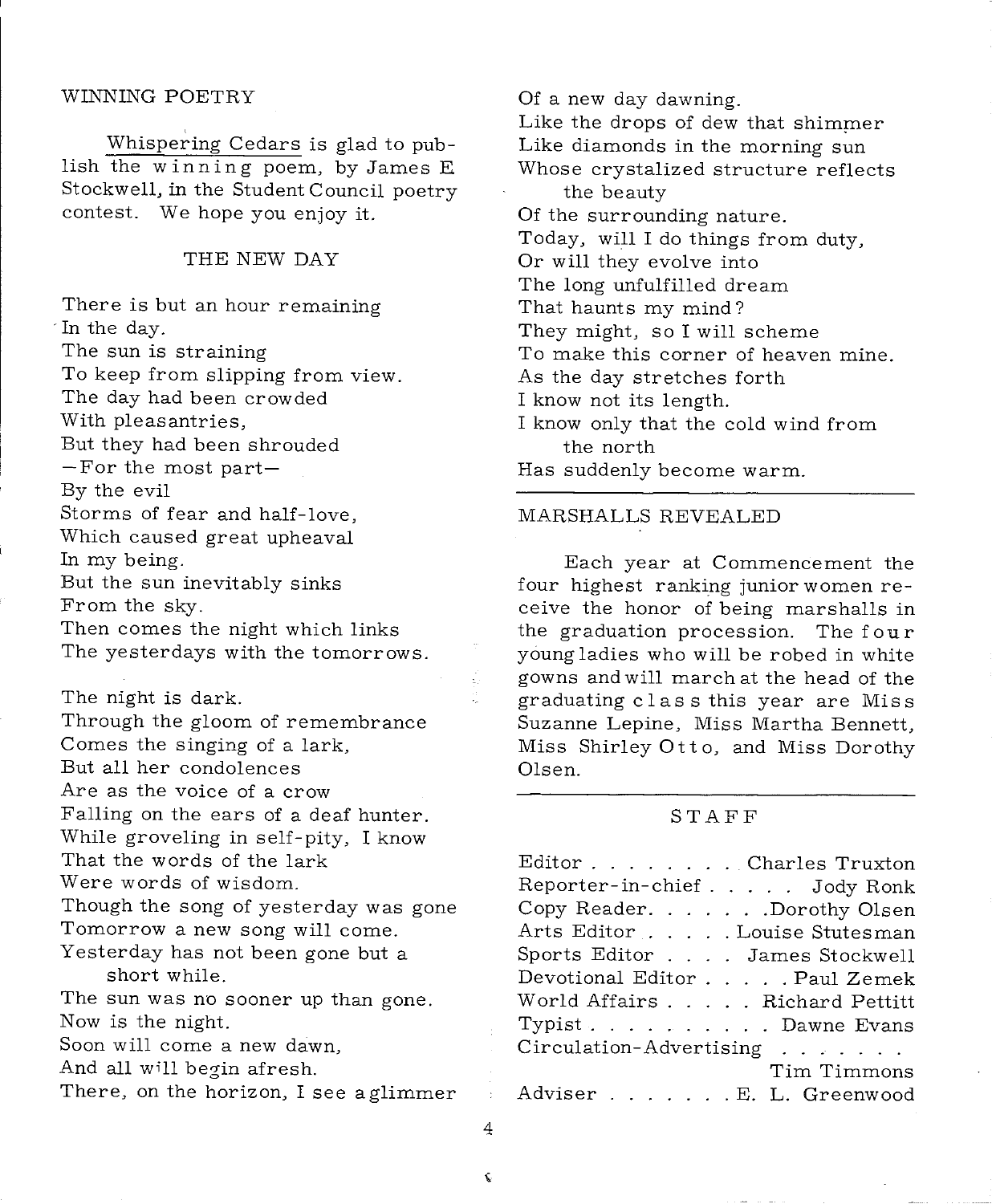## WINNING POETRY

Whispering Cedars is glad to publish the winning poem, by James E Stockwell, in the Student Council poetry contest. We hope you enjoy it.

### THE NEW DAY

There is but an hour remaining
In the day.
The sun is straining
To keep from slipping from view.
The day had been crowded
With pleasantries,
But they had been shrouded
—For the most part—
By the evil
Storms of fear and half-love,
Which caused great upheaval
In my being.
But the sun inevitably sinks
From the sky.
Then comes the night which links
The yesterdays with the tomorrows.

The night is dark.
Through the gloom of remembrance
Comes the singing of a lark,
But all her condolences
Are as the voice of a crow
Falling on the ears of a deaf hunter.
While groveling in self-pity, I know
That the words of the lark
Were words of wisdom.
Though the song of yesterday was gone
Tomorrow a new song will come.
Yesterday has not been gone but a
short while.
The sun was no sooner up than gone.
Now is the night.
Soon will come a new dawn,
And all will begin afresh.
There, on the horizon, I see a glimmer
Of a new day dawning.
Like the drops of dew that shimmer
Like diamonds in the morning sun
Whose crystalized structure reflects
the beauty
Of the surrounding nature.
Today, will I do things from duty,
Or will they evolve into
The long unfulfilled dream
That haunts my mind?
They might, so I will scheme
To make this corner of heaven mine.
As the day stretches forth
I know not its length.
I know only that the cold wind from
the north
Has suddenly become warm.

---

## MARSHALLS REVEALED

Each year at Commencement the four highest ranking junior women receive the honor of being marshalls in the graduation procession. The four young ladies who will be robed in white gowns and will march at the head of the graduating class this year are Miss Suzanne Lepine, Miss Martha Bennett, Miss Shirley Otto, and Miss Dorothy Olsen.

---

## STAFF

| | |
|---|---|
| Editor | Charles Truxton |
| Reporter-in-chief | Jody Ronk |
| Copy Reader | Dorothy Olsen |
| Arts Editor | Louise Stutesman |
| Sports Editor | James Stockwell |
| Devotional Editor | Paul Zemek |
| World Affairs | Richard Pettitt |
| Typist | Dawne Evans |
| Circulation-Advertising | Tim Timmons |
| Adviser | E. L. Greenwood |